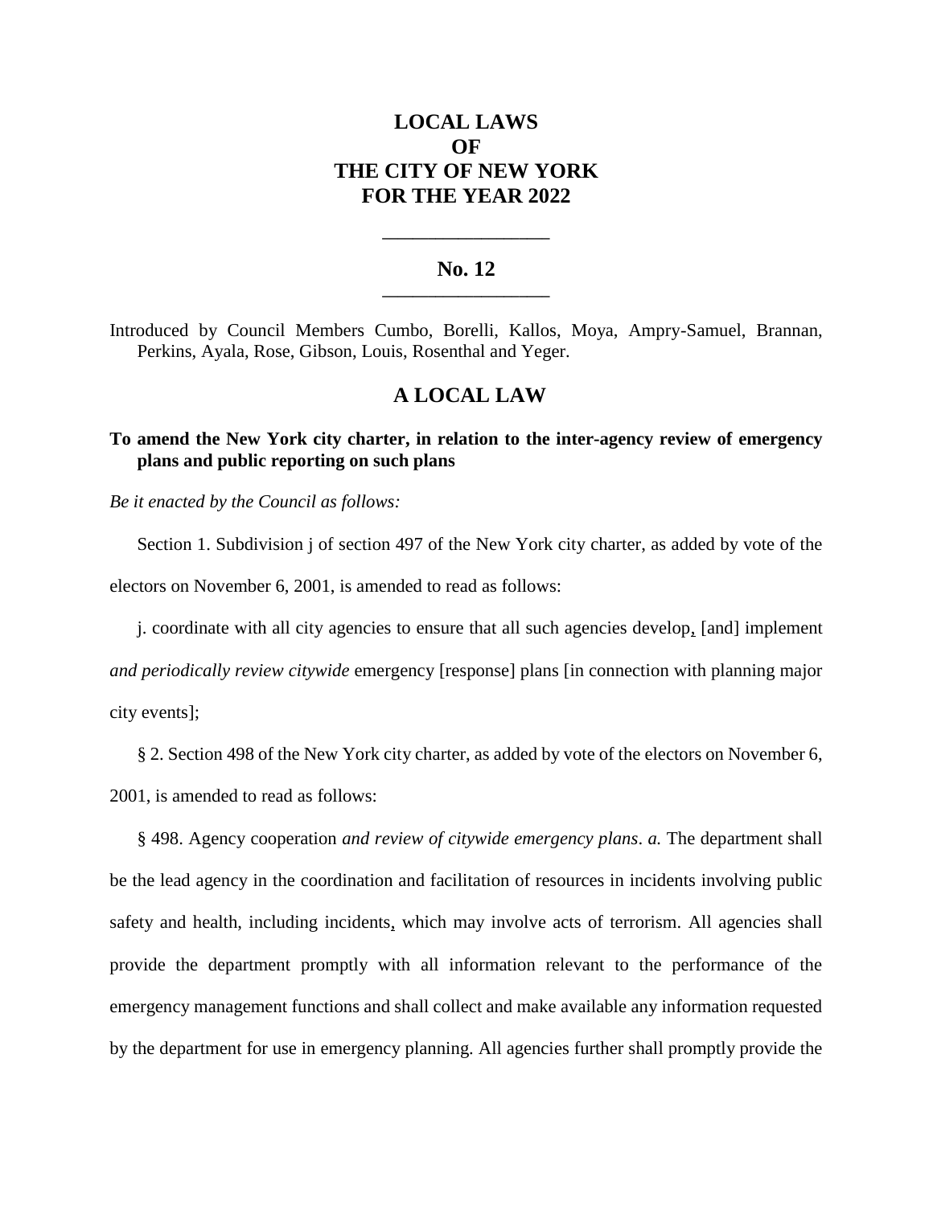# LOCAL LAWS
# OF
# THE CITY OF NEW YORK
# FOR THE YEAR 2022

---

## No. 12

---

Introduced by Council Members Cumbo, Borelli, Kallos, Moya, Ampry-Samuel, Brannan, Perkins, Ayala, Rose, Gibson, Louis, Rosenthal and Yeger.

## A LOCAL LAW

**To amend the New York city charter, in relation to the inter-agency review of emergency plans and public reporting on such plans**

*Be it enacted by the Council as follows:*

Section 1. Subdivision j of section 497 of the New York city charter, as added by vote of the electors on November 6, 2001, is amended to read as follows:

j. coordinate with all city agencies to ensure that all such agencies develop, [and] implement *and periodically review citywide* emergency [response] plans [in connection with planning major city events];

§ 2. Section 498 of the New York city charter, as added by vote of the electors on November 6, 2001, is amended to read as follows:

§ 498. Agency cooperation *and review of citywide emergency plans*. *a.* The department shall be the lead agency in the coordination and facilitation of resources in incidents involving public safety and health, including incidents, which may involve acts of terrorism. All agencies shall provide the department promptly with all information relevant to the performance of the emergency management functions and shall collect and make available any information requested by the department for use in emergency planning. All agencies further shall promptly provide the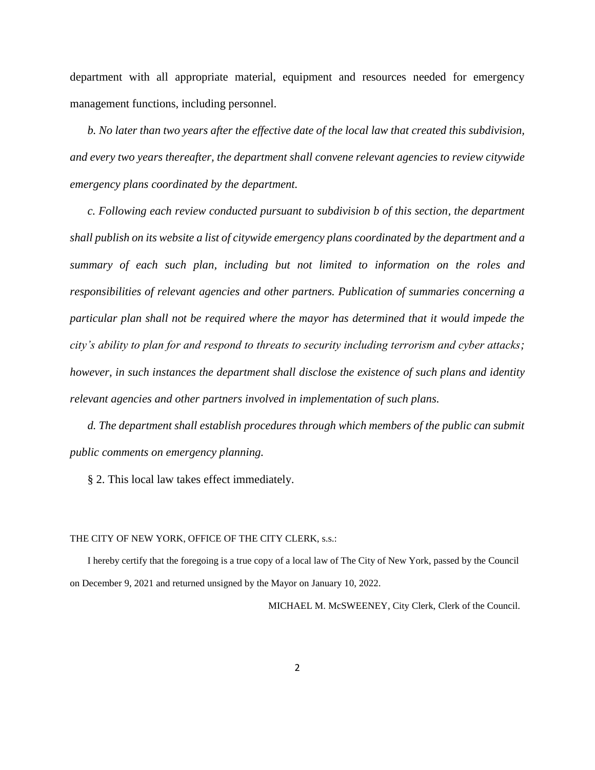department with all appropriate material, equipment and resources needed for emergency management functions, including personnel.

*b. No later than two years after the effective date of the local law that created this subdivision, and every two years thereafter, the department shall convene relevant agencies to review citywide emergency plans coordinated by the department.*

*c. Following each review conducted pursuant to subdivision b of this section, the department shall publish on its website a list of citywide emergency plans coordinated by the department and a summary of each such plan, including but not limited to information on the roles and responsibilities of relevant agencies and other partners. Publication of summaries concerning a particular plan shall not be required where the mayor has determined that it would impede the city's ability to plan for and respond to threats to security including terrorism and cyber attacks; however, in such instances the department shall disclose the existence of such plans and identity relevant agencies and other partners involved in implementation of such plans.*

*d. The department shall establish procedures through which members of the public can submit public comments on emergency planning.*

§ 2. This local law takes effect immediately.

THE CITY OF NEW YORK, OFFICE OF THE CITY CLERK, s.s.:

I hereby certify that the foregoing is a true copy of a local law of The City of New York, passed by the Council on December 9, 2021 and returned unsigned by the Mayor on January 10, 2022.

MICHAEL M. McSWEENEY, City Clerk, Clerk of the Council.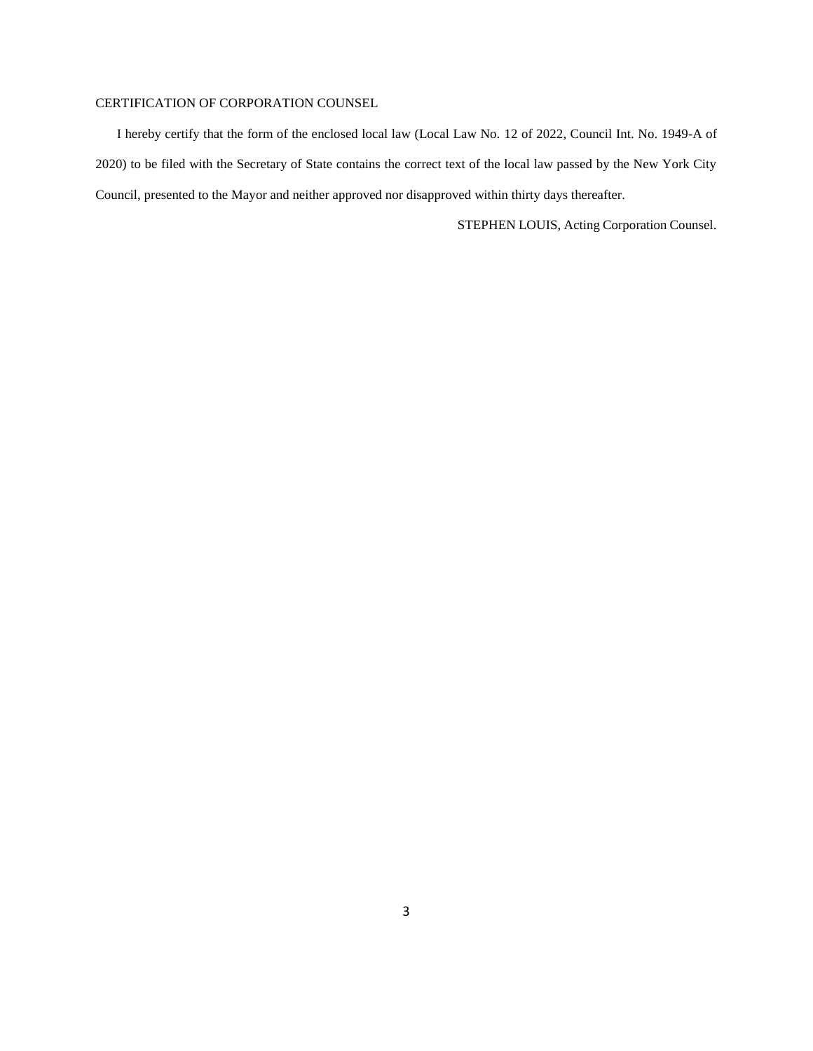CERTIFICATION OF CORPORATION COUNSEL

I hereby certify that the form of the enclosed local law (Local Law No. 12 of 2022, Council Int. No. 1949-A of 2020) to be filed with the Secretary of State contains the correct text of the local law passed by the New York City Council, presented to the Mayor and neither approved nor disapproved within thirty days thereafter.

STEPHEN LOUIS, Acting Corporation Counsel.